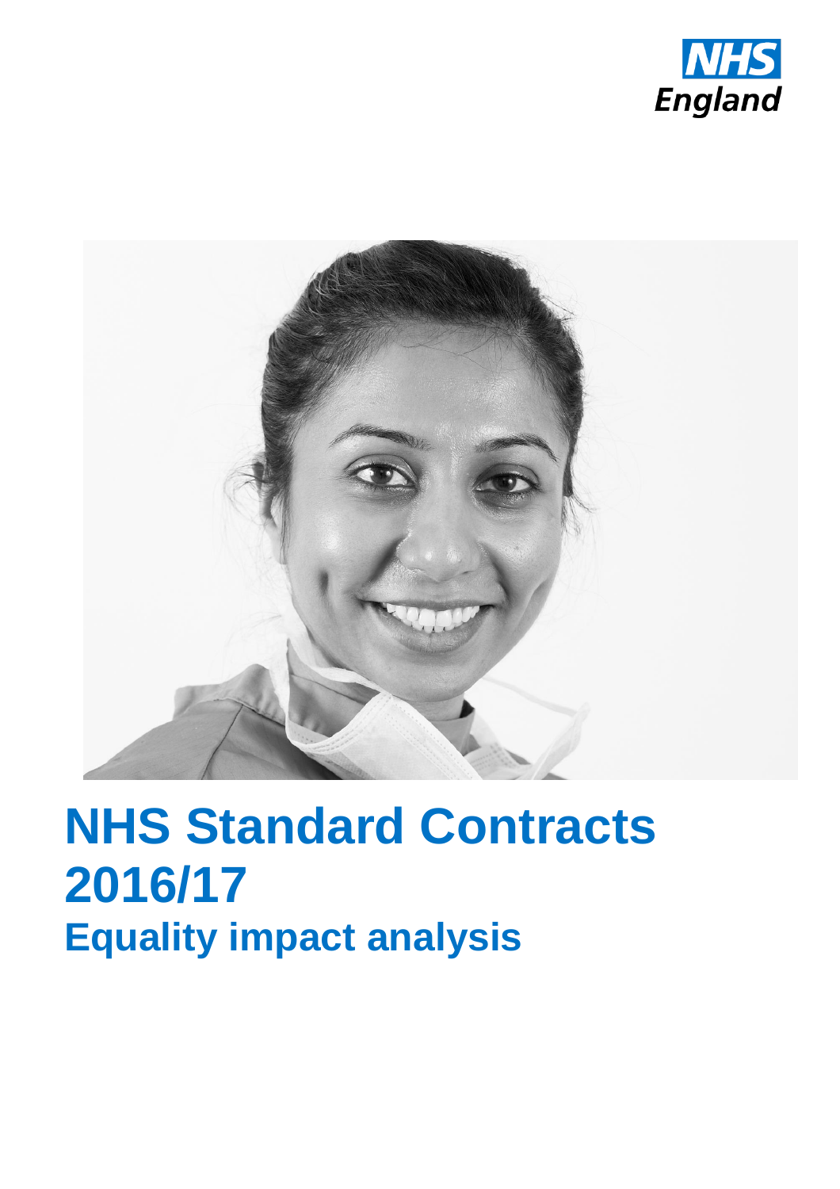NHS England

# NHS Standard Contracts 2016/17

## Equality impact analysis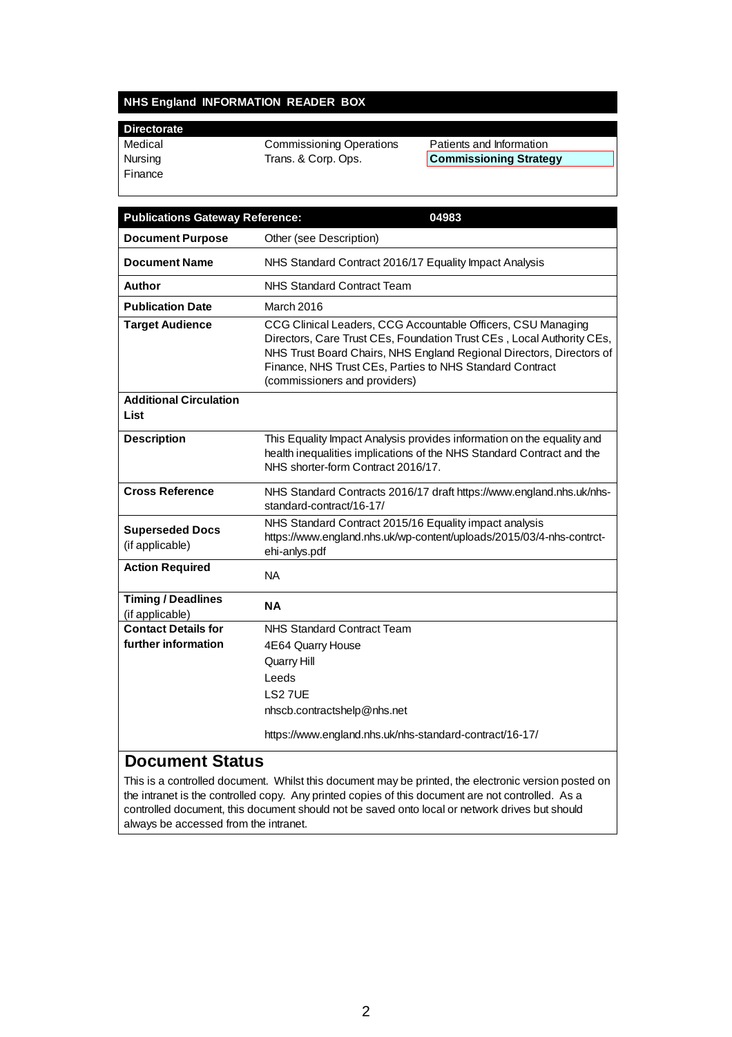## NHS England INFORMATION READER BOX

| Directorate | | |
|---|---|---|
| Medical | Commissioning Operations | Patients and Information |
| Nursing | Trans. & Corp. Ops. | **Commissioning Strategy** |
| Finance | | |

| Publications Gateway Reference: | 04983 |
|---|---|
| **Document Purpose** | Other (see Description) |
| **Document Name** | NHS Standard Contract 2016/17 Equality Impact Analysis |
| **Author** | NHS Standard Contract Team |
| **Publication Date** | March 2016 |
| **Target Audience** | CCG Clinical Leaders, CCG Accountable Officers, CSU Managing Directors, Care Trust CEs, Foundation Trust CEs , Local Authority CEs, NHS Trust Board Chairs, NHS England Regional Directors, Directors of Finance, NHS Trust CEs, Parties to NHS Standard Contract (commissioners and providers) |
| **Additional Circulation List** | |
| **Description** | This Equality Impact Analysis provides information on the equality and health inequalities implications of the NHS Standard Contract and the NHS shorter-form Contract 2016/17. |
| **Cross Reference** | NHS Standard Contracts 2016/17 draft https://www.england.nhs.uk/nhs-standard-contract/16-17/ |
| **Superseded Docs** (if applicable) | NHS Standard Contract 2015/16 Equality impact analysis https://www.england.nhs.uk/wp-content/uploads/2015/03/4-nhs-contrct-ehi-anlys.pdf |
| **Action Required** | NA |
| **Timing / Deadlines** (if applicable) | **NA** |
| **Contact Details for further information** | NHS Standard Contract Team<br>4E64 Quarry House<br>Quarry Hill<br>Leeds<br>LS2 7UE<br>nhscb.contractshelp@nhs.net<br><br>https://www.england.nhs.uk/nhs-standard-contract/16-17/ |

## Document Status

This is a controlled document. Whilst this document may be printed, the electronic version posted on the intranet is the controlled copy. Any printed copies of this document are not controlled. As a controlled document, this document should not be saved onto local or network drives but should always be accessed from the intranet.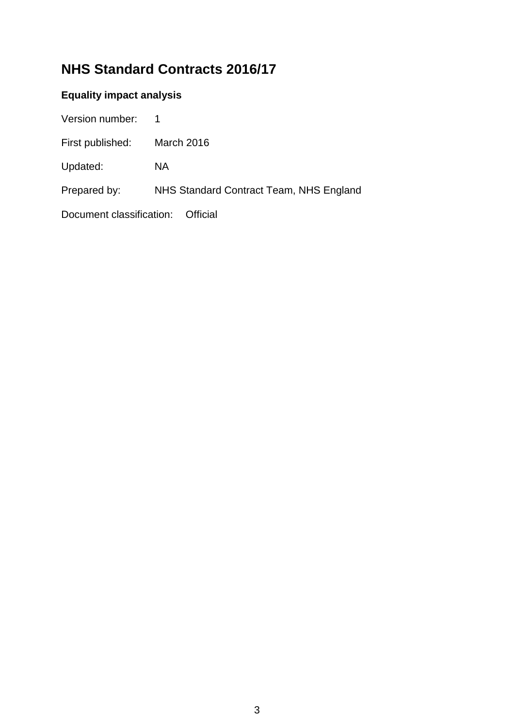# NHS Standard Contracts 2016/17

### Equality impact analysis

Version number: 1

First published: March 2016

Updated: NA

Prepared by: NHS Standard Contract Team, NHS England

Document classification: Official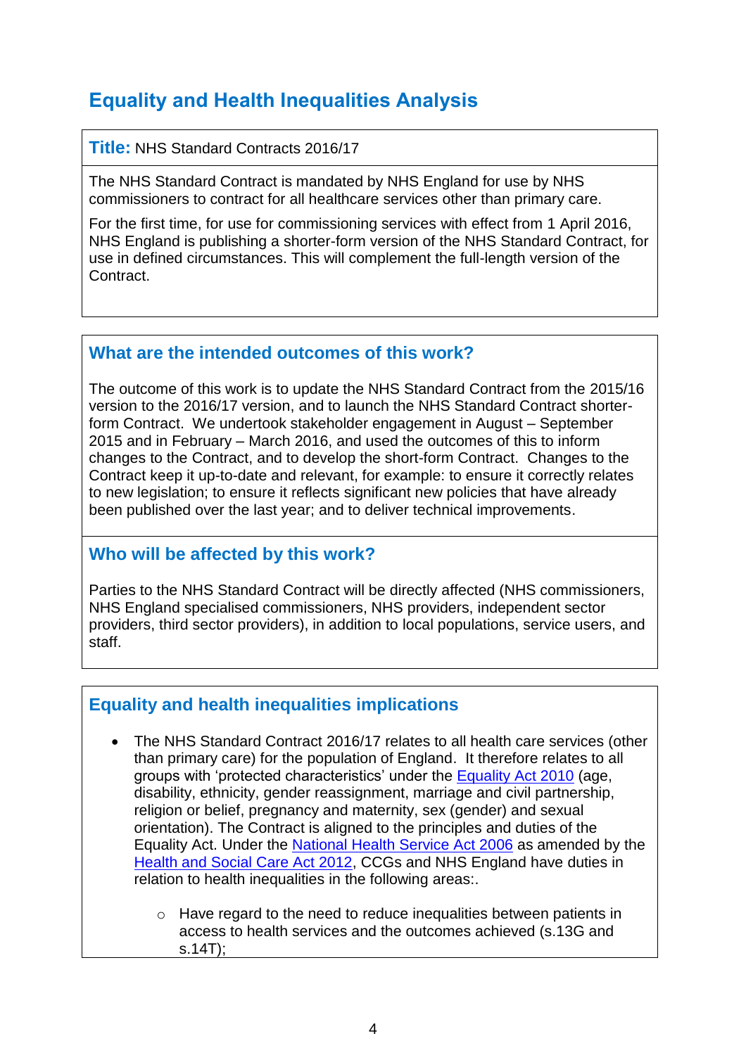## Equality and Health Inequalities Analysis

**Title:** NHS Standard Contracts 2016/17

The NHS Standard Contract is mandated by NHS England for use by NHS commissioners to contract for all healthcare services other than primary care.

For the first time, for use for commissioning services with effect from 1 April 2016, NHS England is publishing a shorter-form version of the NHS Standard Contract, for use in defined circumstances. This will complement the full-length version of the Contract.

### What are the intended outcomes of this work?

The outcome of this work is to update the NHS Standard Contract from the 2015/16 version to the 2016/17 version, and to launch the NHS Standard Contract shorter-form Contract. We undertook stakeholder engagement in August – September 2015 and in February – March 2016, and used the outcomes of this to inform changes to the Contract, and to develop the short-form Contract. Changes to the Contract keep it up-to-date and relevant, for example: to ensure it correctly relates to new legislation; to ensure it reflects significant new policies that have already been published over the last year; and to deliver technical improvements.

### Who will be affected by this work?

Parties to the NHS Standard Contract will be directly affected (NHS commissioners, NHS England specialised commissioners, NHS providers, independent sector providers, third sector providers), in addition to local populations, service users, and staff.

### Equality and health inequalities implications

- The NHS Standard Contract 2016/17 relates to all health care services (other than primary care) for the population of England. It therefore relates to all groups with 'protected characteristics' under the Equality Act 2010 (age, disability, ethnicity, gender reassignment, marriage and civil partnership, religion or belief, pregnancy and maternity, sex (gender) and sexual orientation). The Contract is aligned to the principles and duties of the Equality Act. Under the National Health Service Act 2006 as amended by the Health and Social Care Act 2012, CCGs and NHS England have duties in relation to health inequalities in the following areas:.
    - Have regard to the need to reduce inequalities between patients in access to health services and the outcomes achieved (s.13G and s.14T);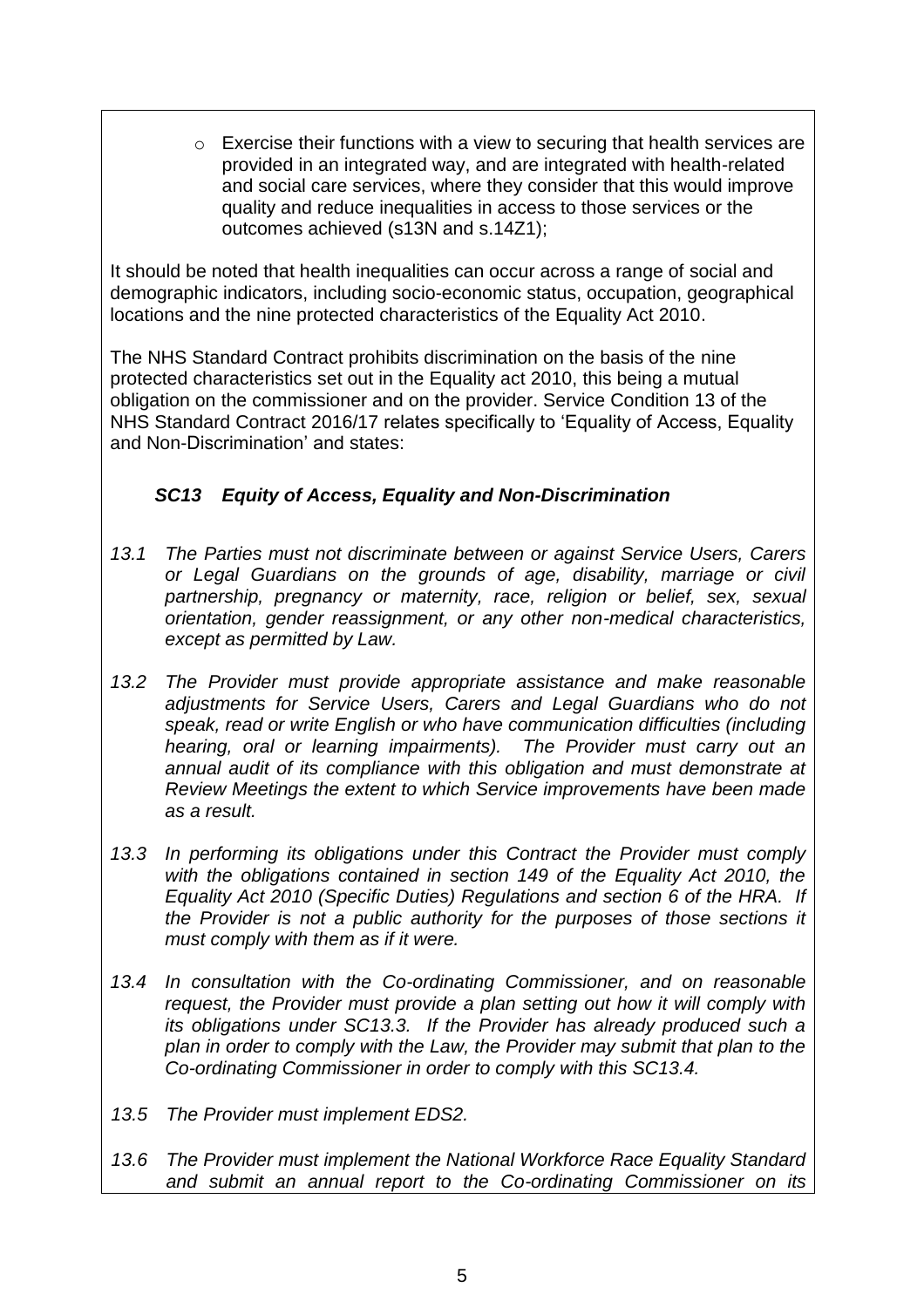- Exercise their functions with a view to securing that health services are provided in an integrated way, and are integrated with health-related and social care services, where they consider that this would improve quality and reduce inequalities in access to those services or the outcomes achieved (s13N and s.14Z1);

It should be noted that health inequalities can occur across a range of social and demographic indicators, including socio-economic status, occupation, geographical locations and the nine protected characteristics of the Equality Act 2010.

The NHS Standard Contract prohibits discrimination on the basis of the nine protected characteristics set out in the Equality act 2010, this being a mutual obligation on the commissioner and on the provider. Service Condition 13 of the NHS Standard Contract 2016/17 relates specifically to 'Equality of Access, Equality and Non-Discrimination' and states:

***SC13 Equity of Access, Equality and Non-Discrimination***

*13.1 The Parties must not discriminate between or against Service Users, Carers or Legal Guardians on the grounds of age, disability, marriage or civil partnership, pregnancy or maternity, race, religion or belief, sex, sexual orientation, gender reassignment, or any other non-medical characteristics, except as permitted by Law.*

*13.2 The Provider must provide appropriate assistance and make reasonable adjustments for Service Users, Carers and Legal Guardians who do not speak, read or write English or who have communication difficulties (including hearing, oral or learning impairments). The Provider must carry out an annual audit of its compliance with this obligation and must demonstrate at Review Meetings the extent to which Service improvements have been made as a result.*

*13.3 In performing its obligations under this Contract the Provider must comply with the obligations contained in section 149 of the Equality Act 2010, the Equality Act 2010 (Specific Duties) Regulations and section 6 of the HRA. If the Provider is not a public authority for the purposes of those sections it must comply with them as if it were.*

*13.4 In consultation with the Co-ordinating Commissioner, and on reasonable request, the Provider must provide a plan setting out how it will comply with its obligations under SC13.3. If the Provider has already produced such a plan in order to comply with the Law, the Provider may submit that plan to the Co-ordinating Commissioner in order to comply with this SC13.4.*

*13.5 The Provider must implement EDS2.*

*13.6 The Provider must implement the National Workforce Race Equality Standard and submit an annual report to the Co-ordinating Commissioner on its*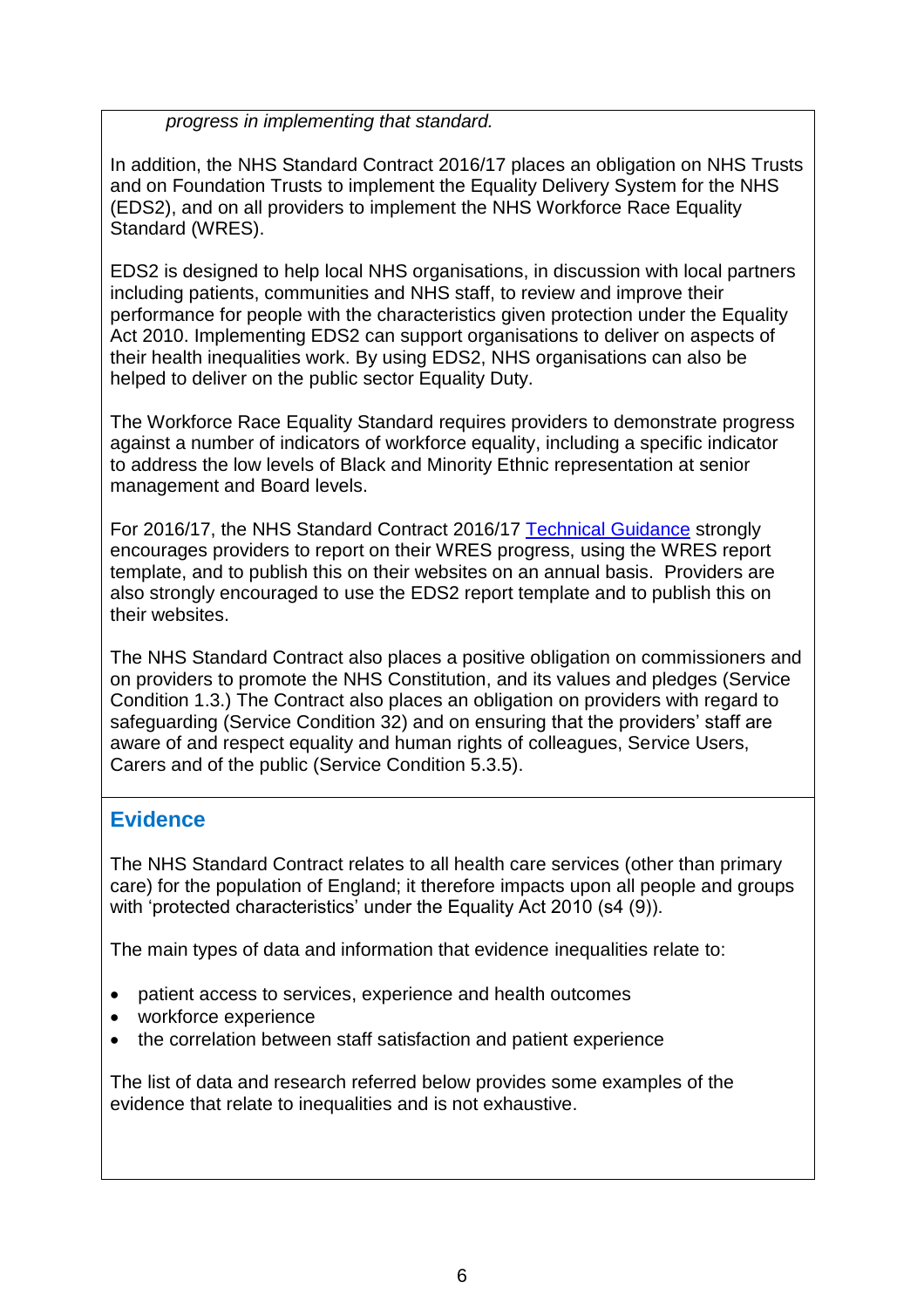*progress in implementing that standard.*

In addition, the NHS Standard Contract 2016/17 places an obligation on NHS Trusts and on Foundation Trusts to implement the Equality Delivery System for the NHS (EDS2), and on all providers to implement the NHS Workforce Race Equality Standard (WRES).

EDS2 is designed to help local NHS organisations, in discussion with local partners including patients, communities and NHS staff, to review and improve their performance for people with the characteristics given protection under the Equality Act 2010. Implementing EDS2 can support organisations to deliver on aspects of their health inequalities work. By using EDS2, NHS organisations can also be helped to deliver on the public sector Equality Duty.

The Workforce Race Equality Standard requires providers to demonstrate progress against a number of indicators of workforce equality, including a specific indicator to address the low levels of Black and Minority Ethnic representation at senior management and Board levels.

For 2016/17, the NHS Standard Contract 2016/17 Technical Guidance strongly encourages providers to report on their WRES progress, using the WRES report template, and to publish this on their websites on an annual basis. Providers are also strongly encouraged to use the EDS2 report template and to publish this on their websites.

The NHS Standard Contract also places a positive obligation on commissioners and on providers to promote the NHS Constitution, and its values and pledges (Service Condition 1.3.) The Contract also places an obligation on providers with regard to safeguarding (Service Condition 32) and on ensuring that the providers' staff are aware of and respect equality and human rights of colleagues, Service Users, Carers and of the public (Service Condition 5.3.5).

## Evidence

The NHS Standard Contract relates to all health care services (other than primary care) for the population of England; it therefore impacts upon all people and groups with 'protected characteristics' under the Equality Act 2010 (s4 (9)).

The main types of data and information that evidence inequalities relate to:

- patient access to services, experience and health outcomes
- workforce experience
- the correlation between staff satisfaction and patient experience

The list of data and research referred below provides some examples of the evidence that relate to inequalities and is not exhaustive.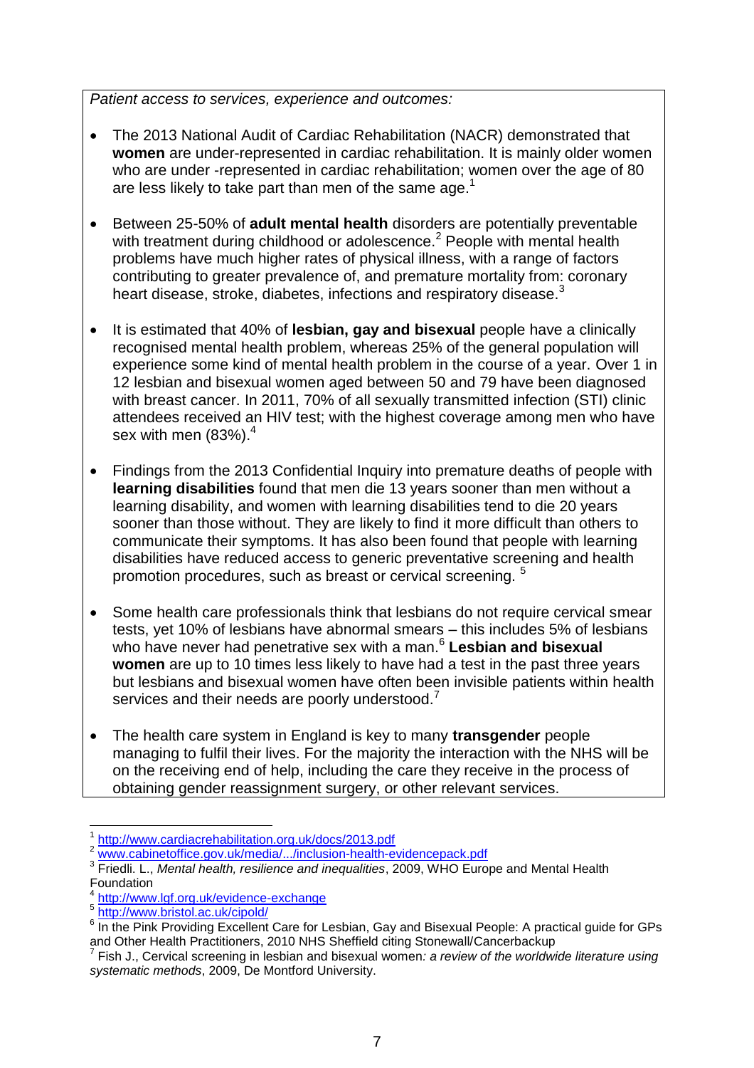*Patient access to services, experience and outcomes:*

- The 2013 National Audit of Cardiac Rehabilitation (NACR) demonstrated that **women** are under-represented in cardiac rehabilitation. It is mainly older women who are under -represented in cardiac rehabilitation; women over the age of 80 are less likely to take part than men of the same age.[1]

- Between 25-50% of **adult mental health** disorders are potentially preventable with treatment during childhood or adolescence.[2] People with mental health problems have much higher rates of physical illness, with a range of factors contributing to greater prevalence of, and premature mortality from: coronary heart disease, stroke, diabetes, infections and respiratory disease.[3]

- It is estimated that 40% of **lesbian, gay and bisexual** people have a clinically recognised mental health problem, whereas 25% of the general population will experience some kind of mental health problem in the course of a year. Over 1 in 12 lesbian and bisexual women aged between 50 and 79 have been diagnosed with breast cancer. In 2011, 70% of all sexually transmitted infection (STI) clinic attendees received an HIV test; with the highest coverage among men who have sex with men (83%).[4]

- Findings from the 2013 Confidential Inquiry into premature deaths of people with **learning disabilities** found that men die 13 years sooner than men without a learning disability, and women with learning disabilities tend to die 20 years sooner than those without. They are likely to find it more difficult than others to communicate their symptoms. It has also been found that people with learning disabilities have reduced access to generic preventative screening and health promotion procedures, such as breast or cervical screening. [5]

- Some health care professionals think that lesbians do not require cervical smear tests, yet 10% of lesbians have abnormal smears – this includes 5% of lesbians who have never had penetrative sex with a man.[6] **Lesbian and bisexual women** are up to 10 times less likely to have had a test in the past three years but lesbians and bisexual women have often been invisible patients within health services and their needs are poorly understood.[7]

- The health care system in England is key to many **transgender** people managing to fulfil their lives. For the majority the interaction with the NHS will be on the receiving end of help, including the care they receive in the process of obtaining gender reassignment surgery, or other relevant services.

---

[1] http://www.cardiacrehabilitation.org.uk/docs/2013.pdf

[2] www.cabinetoffice.gov.uk/media/.../inclusion-health-evidencepack.pdf

[3] Friedli. L., *Mental health, resilience and inequalities*, 2009, WHO Europe and Mental Health Foundation

[4] http://www.lgf.org.uk/evidence-exchange

[5] http://www.bristol.ac.uk/cipold/

[6] In the Pink Providing Excellent Care for Lesbian, Gay and Bisexual People: A practical guide for GPs and Other Health Practitioners, 2010 NHS Sheffield citing Stonewall/Cancerbackup

[7] Fish J., Cervical screening in lesbian and bisexual women*: a review of the worldwide literature using systematic methods*, 2009, De Montford University.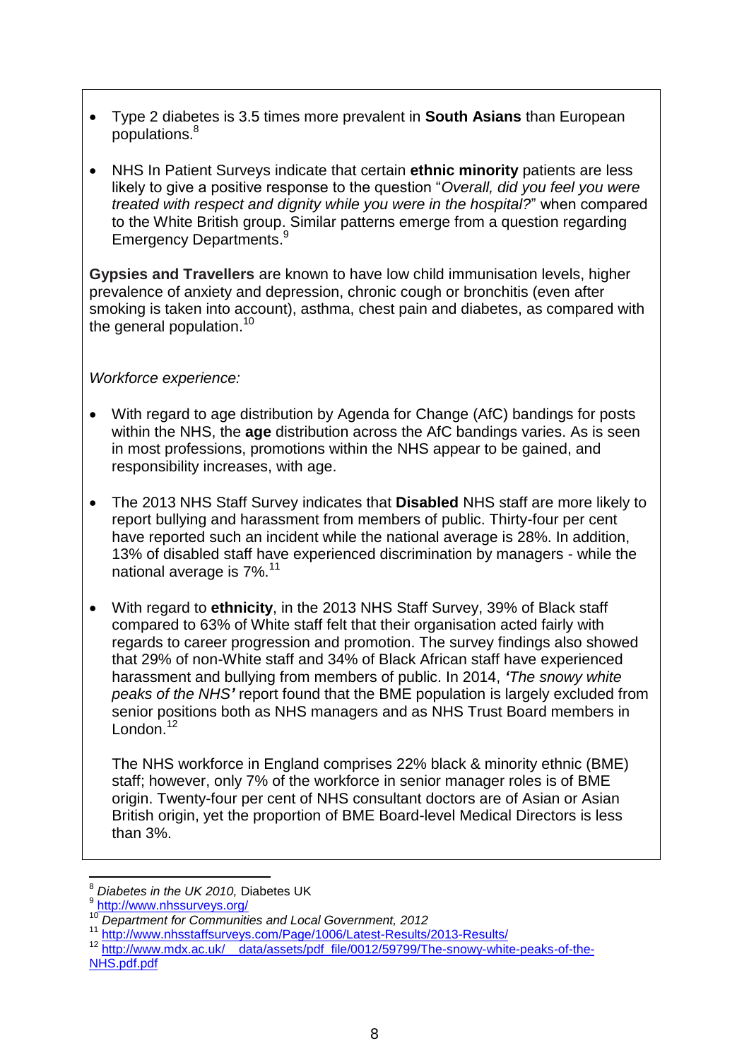- Type 2 diabetes is 3.5 times more prevalent in **South Asians** than European populations.[8]

- NHS In Patient Surveys indicate that certain **ethnic minority** patients are less likely to give a positive response to the question "*Overall, did you feel you were treated with respect and dignity while you were in the hospital?*" when compared to the White British group. Similar patterns emerge from a question regarding Emergency Departments.[9]

**Gypsies and Travellers** are known to have low child immunisation levels, higher prevalence of anxiety and depression, chronic cough or bronchitis (even after smoking is taken into account), asthma, chest pain and diabetes, as compared with the general population.[10]

*Workforce experience:*

- With regard to age distribution by Agenda for Change (AfC) bandings for posts within the NHS, the **age** distribution across the AfC bandings varies. As is seen in most professions, promotions within the NHS appear to be gained, and responsibility increases, with age.

- The 2013 NHS Staff Survey indicates that **Disabled** NHS staff are more likely to report bullying and harassment from members of public. Thirty-four per cent have reported such an incident while the national average is 28%. In addition, 13% of disabled staff have experienced discrimination by managers - while the national average is 7%.[11]

- With regard to **ethnicity**, in the 2013 NHS Staff Survey, 39% of Black staff compared to 63% of White staff felt that their organisation acted fairly with regards to career progression and promotion. The survey findings also showed that 29% of non-White staff and 34% of Black African staff have experienced harassment and bullying from members of public. In 2014, ***'The snowy white peaks of the NHS'*** report found that the BME population is largely excluded from senior positions both as NHS managers and as NHS Trust Board members in London.[12]

  The NHS workforce in England comprises 22% black & minority ethnic (BME) staff; however, only 7% of the workforce in senior manager roles is of BME origin. Twenty-four per cent of NHS consultant doctors are of Asian or Asian British origin, yet the proportion of BME Board-level Medical Directors is less than 3%.

---

[8] *Diabetes in the UK 2010,* Diabetes UK

[9] http://www.nhssurveys.org/

[10] *Department for Communities and Local Government, 2012*

[11] http://www.nhsstaffsurveys.com/Page/1006/Latest-Results/2013-Results/

[12] http://www.mdx.ac.uk/__data/assets/pdf_file/0012/59799/The-snowy-white-peaks-of-the-NHS.pdf.pdf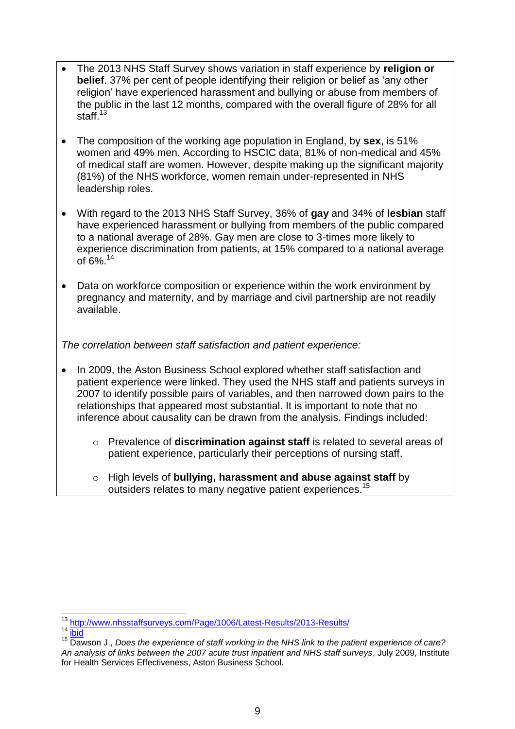- The 2013 NHS Staff Survey shows variation in staff experience by **religion or belief**. 37% per cent of people identifying their religion or belief as 'any other religion' have experienced harassment and bullying or abuse from members of the public in the last 12 months, compared with the overall figure of 28% for all staff.[13]

- The composition of the working age population in England, by **sex**, is 51% women and 49% men. According to HSCIC data, 81% of non-medical and 45% of medical staff are women. However, despite making up the significant majority (81%) of the NHS workforce, women remain under-represented in NHS leadership roles.

- With regard to the 2013 NHS Staff Survey, 36% of **gay** and 34% of **lesbian** staff have experienced harassment or bullying from members of the public compared to a national average of 28%. Gay men are close to 3-times more likely to experience discrimination from patients, at 15% compared to a national average of 6%.[14]

- Data on workforce composition or experience within the work environment by pregnancy and maternity, and by marriage and civil partnership are not readily available.

*The correlation between staff satisfaction and patient experience:*

- In 2009, the Aston Business School explored whether staff satisfaction and patient experience were linked. They used the NHS staff and patients surveys in 2007 to identify possible pairs of variables, and then narrowed down pairs to the relationships that appeared most substantial. It is important to note that no inference about causality can be drawn from the analysis. Findings included:

    - Prevalence of **discrimination against staff** is related to several areas of patient experience, particularly their perceptions of nursing staff.

    - High levels of **bullying, harassment and abuse against staff** by outsiders relates to many negative patient experiences.[15]

---

[13] http://www.nhsstaffsurveys.com/Page/1006/Latest-Results/2013-Results/

[14] ibid

[15] Dawson J., *Does the experience of staff working in the NHS link to the patient experience of care? An analysis of links between the 2007 acute trust inpatient and NHS staff surveys*, July 2009, Institute for Health Services Effectiveness, Aston Business School.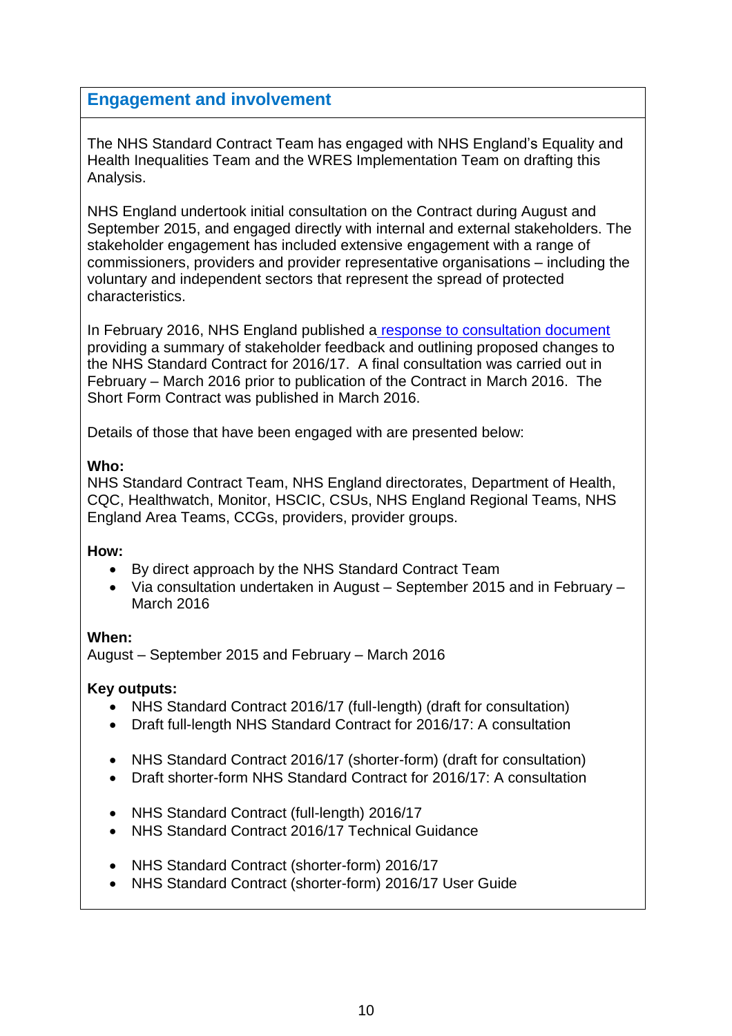## Engagement and involvement

The NHS Standard Contract Team has engaged with NHS England's Equality and Health Inequalities Team and the WRES Implementation Team on drafting this Analysis.

NHS England undertook initial consultation on the Contract during August and September 2015, and engaged directly with internal and external stakeholders. The stakeholder engagement has included extensive engagement with a range of commissioners, providers and provider representative organisations – including the voluntary and independent sectors that represent the spread of protected characteristics.

In February 2016, NHS England published a response to consultation document providing a summary of stakeholder feedback and outlining proposed changes to the NHS Standard Contract for 2016/17. A final consultation was carried out in February – March 2016 prior to publication of the Contract in March 2016. The Short Form Contract was published in March 2016.

Details of those that have been engaged with are presented below:

**Who:**
NHS Standard Contract Team, NHS England directorates, Department of Health, CQC, Healthwatch, Monitor, HSCIC, CSUs, NHS England Regional Teams, NHS England Area Teams, CCGs, providers, provider groups.

**How:**

- By direct approach by the NHS Standard Contract Team
- Via consultation undertaken in August – September 2015 and in February – March 2016

**When:**
August – September 2015 and February – March 2016

**Key outputs:**

- NHS Standard Contract 2016/17 (full-length) (draft for consultation)
- Draft full-length NHS Standard Contract for 2016/17: A consultation

- NHS Standard Contract 2016/17 (shorter-form) (draft for consultation)
- Draft shorter-form NHS Standard Contract for 2016/17: A consultation

- NHS Standard Contract (full-length) 2016/17
- NHS Standard Contract 2016/17 Technical Guidance

- NHS Standard Contract (shorter-form) 2016/17
- NHS Standard Contract (shorter-form) 2016/17 User Guide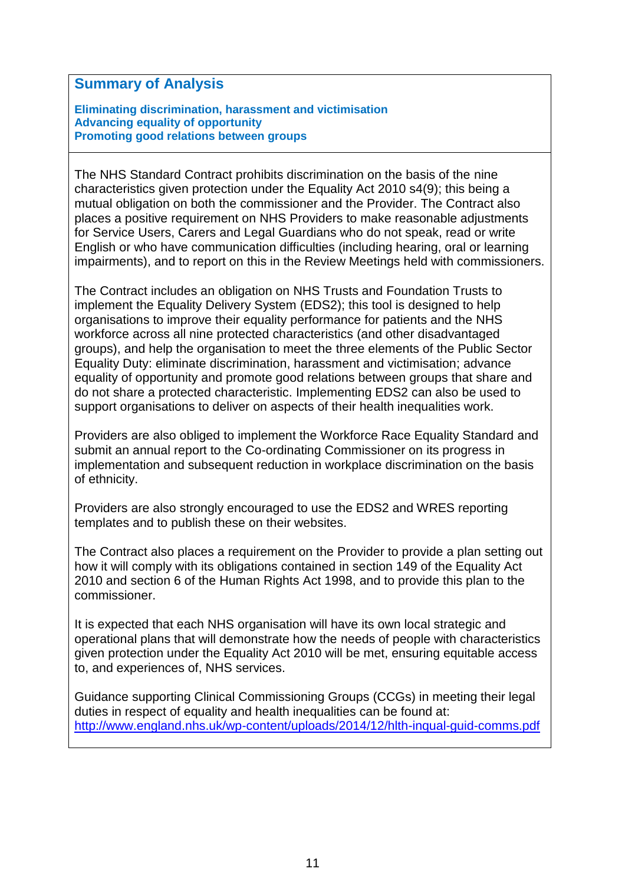## Summary of Analysis

**Eliminating discrimination, harassment and victimisation**
**Advancing equality of opportunity**
**Promoting good relations between groups**

The NHS Standard Contract prohibits discrimination on the basis of the nine characteristics given protection under the Equality Act 2010 s4(9); this being a mutual obligation on both the commissioner and the Provider. The Contract also places a positive requirement on NHS Providers to make reasonable adjustments for Service Users, Carers and Legal Guardians who do not speak, read or write English or who have communication difficulties (including hearing, oral or learning impairments), and to report on this in the Review Meetings held with commissioners.

The Contract includes an obligation on NHS Trusts and Foundation Trusts to implement the Equality Delivery System (EDS2); this tool is designed to help organisations to improve their equality performance for patients and the NHS workforce across all nine protected characteristics (and other disadvantaged groups), and help the organisation to meet the three elements of the Public Sector Equality Duty: eliminate discrimination, harassment and victimisation; advance equality of opportunity and promote good relations between groups that share and do not share a protected characteristic. Implementing EDS2 can also be used to support organisations to deliver on aspects of their health inequalities work.

Providers are also obliged to implement the Workforce Race Equality Standard and submit an annual report to the Co-ordinating Commissioner on its progress in implementation and subsequent reduction in workplace discrimination on the basis of ethnicity.

Providers are also strongly encouraged to use the EDS2 and WRES reporting templates and to publish these on their websites.

The Contract also places a requirement on the Provider to provide a plan setting out how it will comply with its obligations contained in section 149 of the Equality Act 2010 and section 6 of the Human Rights Act 1998, and to provide this plan to the commissioner.

It is expected that each NHS organisation will have its own local strategic and operational plans that will demonstrate how the needs of people with characteristics given protection under the Equality Act 2010 will be met, ensuring equitable access to, and experiences of, NHS services.

Guidance supporting Clinical Commissioning Groups (CCGs) in meeting their legal duties in respect of equality and health inequalities can be found at: http://www.england.nhs.uk/wp-content/uploads/2014/12/hlth-inqual-guid-comms.pdf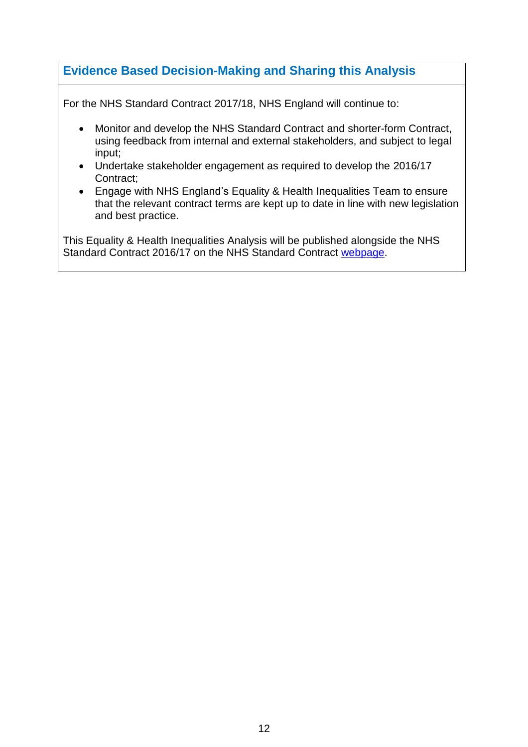## Evidence Based Decision-Making and Sharing this Analysis

For the NHS Standard Contract 2017/18, NHS England will continue to:

- Monitor and develop the NHS Standard Contract and shorter-form Contract, using feedback from internal and external stakeholders, and subject to legal input;
- Undertake stakeholder engagement as required to develop the 2016/17 Contract;
- Engage with NHS England's Equality & Health Inequalities Team to ensure that the relevant contract terms are kept up to date in line with new legislation and best practice.

This Equality & Health Inequalities Analysis will be published alongside the NHS Standard Contract 2016/17 on the NHS Standard Contract webpage.